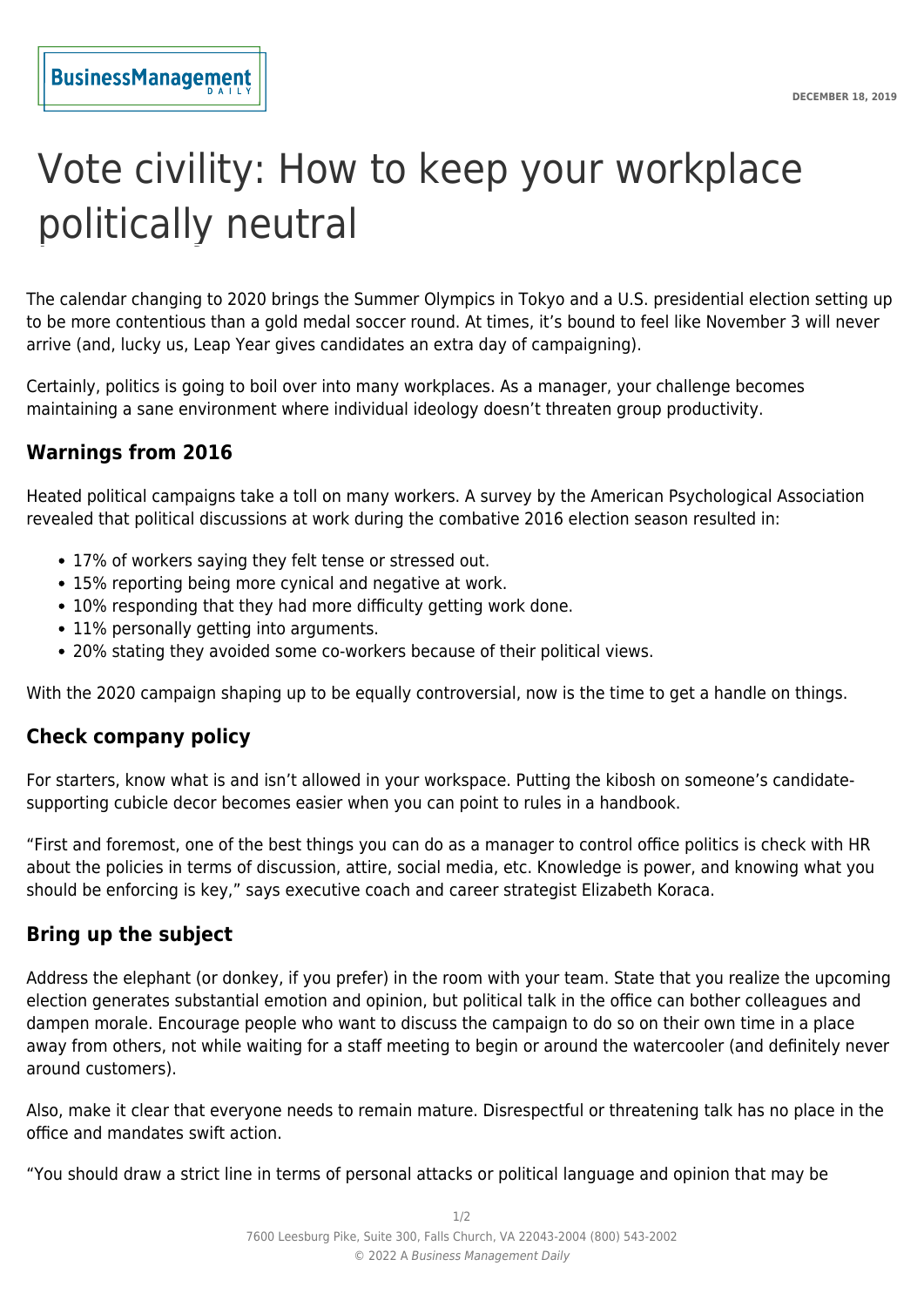BusinessManagement DAILY

DECEMBER 18, 2019

# Vote civility: How to keep your workplace politically neutral

The calendar changing to 2020 brings the Summer Olympics in Tokyo and a U.S. presidential election setting up to be more contentious than a gold medal soccer round. At times, it's bound to feel like November 3 will never arrive (and, lucky us, Leap Year gives candidates an extra day of campaigning).

Certainly, politics is going to boil over into many workplaces. As a manager, your challenge becomes maintaining a sane environment where individual ideology doesn't threaten group productivity.

## Warnings from 2016

Heated political campaigns take a toll on many workers. A survey by the American Psychological Association revealed that political discussions at work during the combative 2016 election season resulted in:

- 17% of workers saying they felt tense or stressed out.
- 15% reporting being more cynical and negative at work.
- 10% responding that they had more difficulty getting work done.
- 11% personally getting into arguments.
- 20% stating they avoided some co-workers because of their political views.

With the 2020 campaign shaping up to be equally controversial, now is the time to get a handle on things.

## Check company policy

For starters, know what is and isn't allowed in your workspace. Putting the kibosh on someone's candidate-supporting cubicle decor becomes easier when you can point to rules in a handbook.

"First and foremost, one of the best things you can do as a manager to control office politics is check with HR about the policies in terms of discussion, attire, social media, etc. Knowledge is power, and knowing what you should be enforcing is key," says executive coach and career strategist Elizabeth Koraca.

## Bring up the subject

Address the elephant (or donkey, if you prefer) in the room with your team. State that you realize the upcoming election generates substantial emotion and opinion, but political talk in the office can bother colleagues and dampen morale. Encourage people who want to discuss the campaign to do so on their own time in a place away from others, not while waiting for a staff meeting to begin or around the watercooler (and definitely never around customers).

Also, make it clear that everyone needs to remain mature. Disrespectful or threatening talk has no place in the office and mandates swift action.

"You should draw a strict line in terms of personal attacks or political language and opinion that may be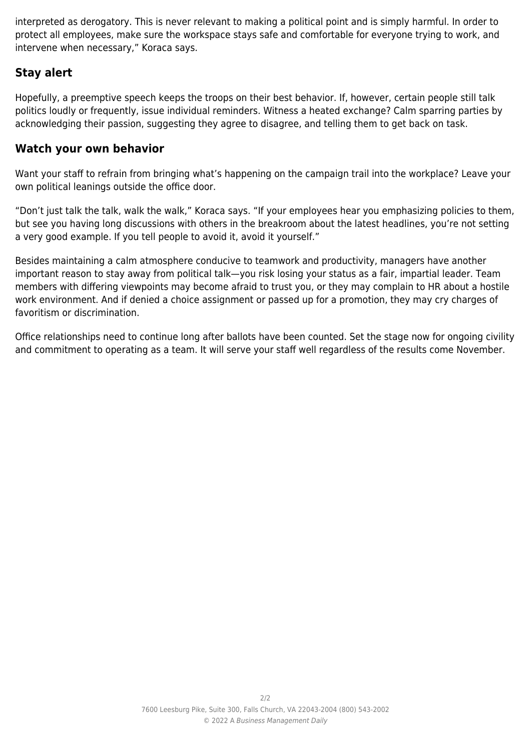interpreted as derogatory. This is never relevant to making a political point and is simply harmful. In order to protect all employees, make sure the workspace stays safe and comfortable for everyone trying to work, and intervene when necessary," Koraca says.

## Stay alert

Hopefully, a preemptive speech keeps the troops on their best behavior. If, however, certain people still talk politics loudly or frequently, issue individual reminders. Witness a heated exchange? Calm sparring parties by acknowledging their passion, suggesting they agree to disagree, and telling them to get back on task.

## Watch your own behavior

Want your staff to refrain from bringing what's happening on the campaign trail into the workplace? Leave your own political leanings outside the office door.

"Don't just talk the talk, walk the walk," Koraca says. "If your employees hear you emphasizing policies to them, but see you having long discussions with others in the breakroom about the latest headlines, you're not setting a very good example. If you tell people to avoid it, avoid it yourself."

Besides maintaining a calm atmosphere conducive to teamwork and productivity, managers have another important reason to stay away from political talk—you risk losing your status as a fair, impartial leader. Team members with differing viewpoints may become afraid to trust you, or they may complain to HR about a hostile work environment. And if denied a choice assignment or passed up for a promotion, they may cry charges of favoritism or discrimination.

Office relationships need to continue long after ballots have been counted. Set the stage now for ongoing civility and commitment to operating as a team. It will serve your staff well regardless of the results come November.